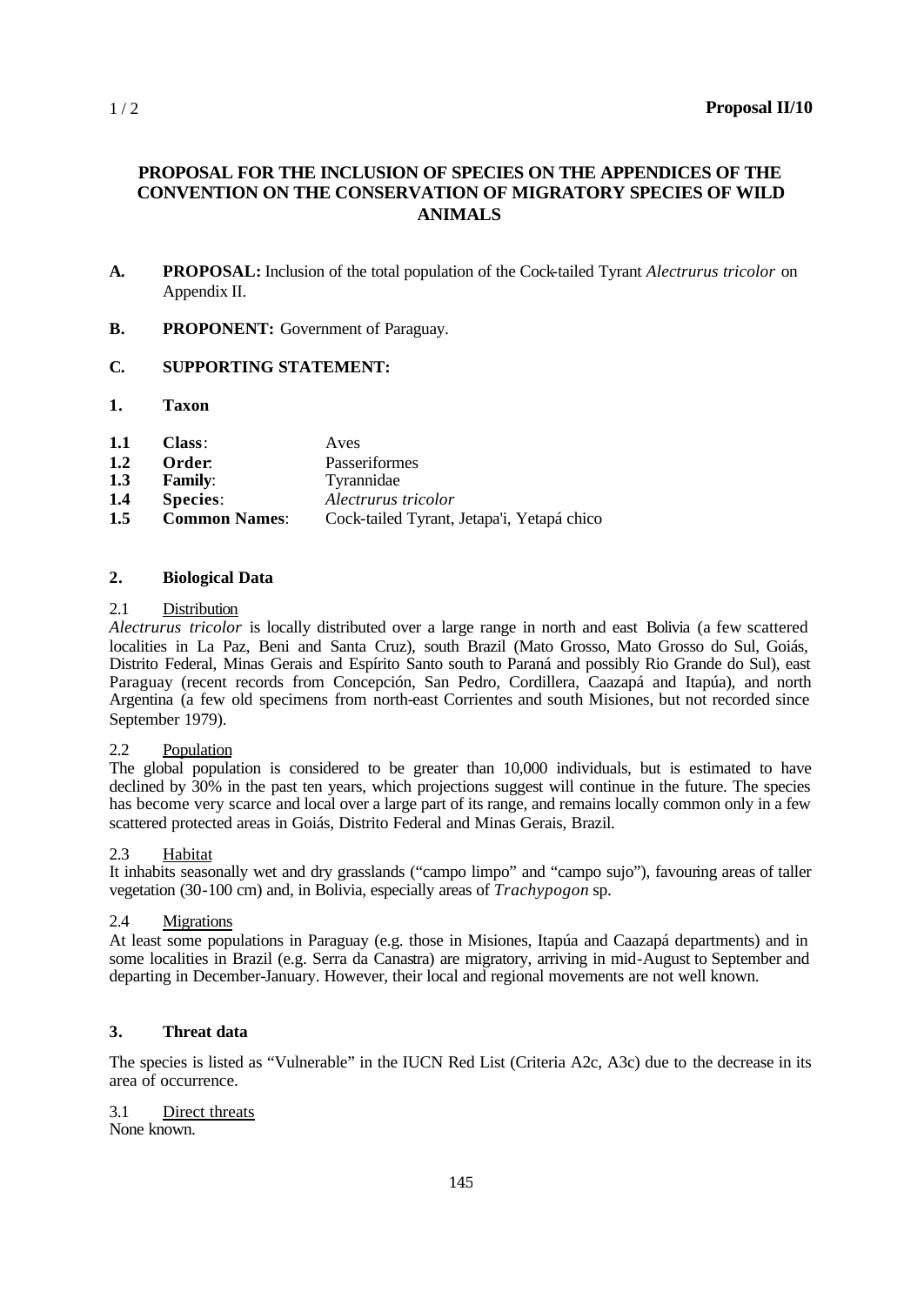**Proposal II/10**

# PROPOSAL FOR THE INCLUSION OF SPECIES ON THE APPENDICES OF THE CONVENTION ON THE CONSERVATION OF MIGRATORY SPECIES OF WILD ANIMALS

**A. PROPOSAL:** Inclusion of the total population of the Cock-tailed Tyrant *Alectrurus tricolor* on Appendix II.

**B. PROPONENT:** Government of Paraguay.

**C. SUPPORTING STATEMENT:**

**1. Taxon**

| | | |
|---|---|---|
| **1.1** | **Class**: | Aves |
| **1.2** | **Order**: | Passeriformes |
| **1.3** | **Family**: | Tyrannidae |
| **1.4** | **Species**: | *Alectrurus tricolor* |
| **1.5** | **Common Names**: | Cock-tailed Tyrant, Jetapa'i, Yetapá chico |

**2. Biological Data**

2.1 Distribution

*Alectrurus tricolor* is locally distributed over a large range in north and east Bolivia (a few scattered localities in La Paz, Beni and Santa Cruz), south Brazil (Mato Grosso, Mato Grosso do Sul, Goiás, Distrito Federal, Minas Gerais and Espírito Santo south to Paraná and possibly Rio Grande do Sul), east Paraguay (recent records from Concepción, San Pedro, Cordillera, Caazapá and Itapúa), and north Argentina (a few old specimens from north-east Corrientes and south Misiones, but not recorded since September 1979).

2.2 Population

The global population is considered to be greater than 10,000 individuals, but is estimated to have declined by 30% in the past ten years, which projections suggest will continue in the future. The species has become very scarce and local over a large part of its range, and remains locally common only in a few scattered protected areas in Goiás, Distrito Federal and Minas Gerais, Brazil.

2.3 Habitat

It inhabits seasonally wet and dry grasslands ("campo limpo" and "campo sujo"), favouring areas of taller vegetation (30-100 cm) and, in Bolivia, especially areas of *Trachypogon* sp.

2.4 Migrations

At least some populations in Paraguay (e.g. those in Misiones, Itapúa and Caazapá departments) and in some localities in Brazil (e.g. Serra da Canastra) are migratory, arriving in mid-August to September and departing in December-January. However, their local and regional movements are not well known.

**3. Threat data**

The species is listed as "Vulnerable" in the IUCN Red List (Criteria A2c, A3c) due to the decrease in its area of occurrence.

3.1 Direct threats

None known.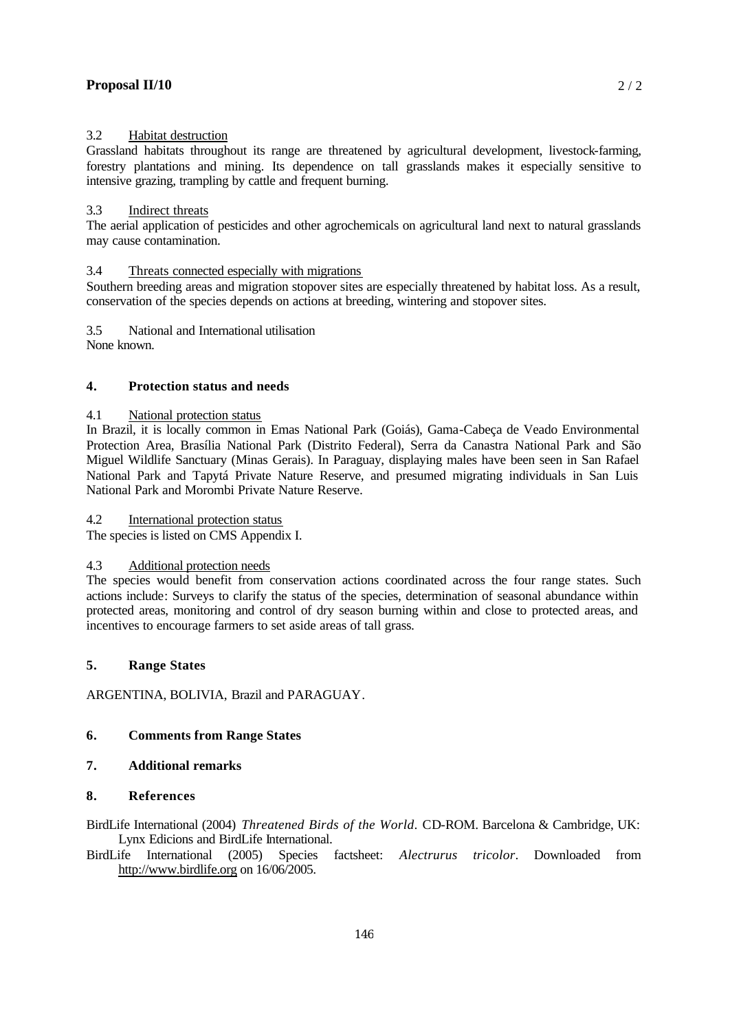3.2 Habitat destruction

Grassland habitats throughout its range are threatened by agricultural development, livestock-farming, forestry plantations and mining. Its dependence on tall grasslands makes it especially sensitive to intensive grazing, trampling by cattle and frequent burning.

3.3 Indirect threats

The aerial application of pesticides and other agrochemicals on agricultural land next to natural grasslands may cause contamination.

3.4 Threats connected especially with migrations

Southern breeding areas and migration stopover sites are especially threatened by habitat loss. As a result, conservation of the species depends on actions at breeding, wintering and stopover sites.

3.5 National and International utilisation

None known.

## 4. Protection status and needs

4.1 National protection status

In Brazil, it is locally common in Emas National Park (Goiás), Gama-Cabeça de Veado Environmental Protection Area, Brasília National Park (Distrito Federal), Serra da Canastra National Park and São Miguel Wildlife Sanctuary (Minas Gerais). In Paraguay, displaying males have been seen in San Rafael National Park and Tapytá Private Nature Reserve, and presumed migrating individuals in San Luis National Park and Morombi Private Nature Reserve.

4.2 International protection status

The species is listed on CMS Appendix I.

4.3 Additional protection needs

The species would benefit from conservation actions coordinated across the four range states. Such actions include: Surveys to clarify the status of the species, determination of seasonal abundance within protected areas, monitoring and control of dry season burning within and close to protected areas, and incentives to encourage farmers to set aside areas of tall grass.

## 5. Range States

ARGENTINA, BOLIVIA, Brazil and PARAGUAY.

## 6. Comments from Range States

## 7. Additional remarks

## 8. References

BirdLife International (2004) *Threatened Birds of the World*. CD-ROM. Barcelona & Cambridge, UK: Lynx Edicions and BirdLife International.

BirdLife International (2005) Species factsheet: *Alectrurus tricolor*. Downloaded from http://www.birdlife.org on 16/06/2005.